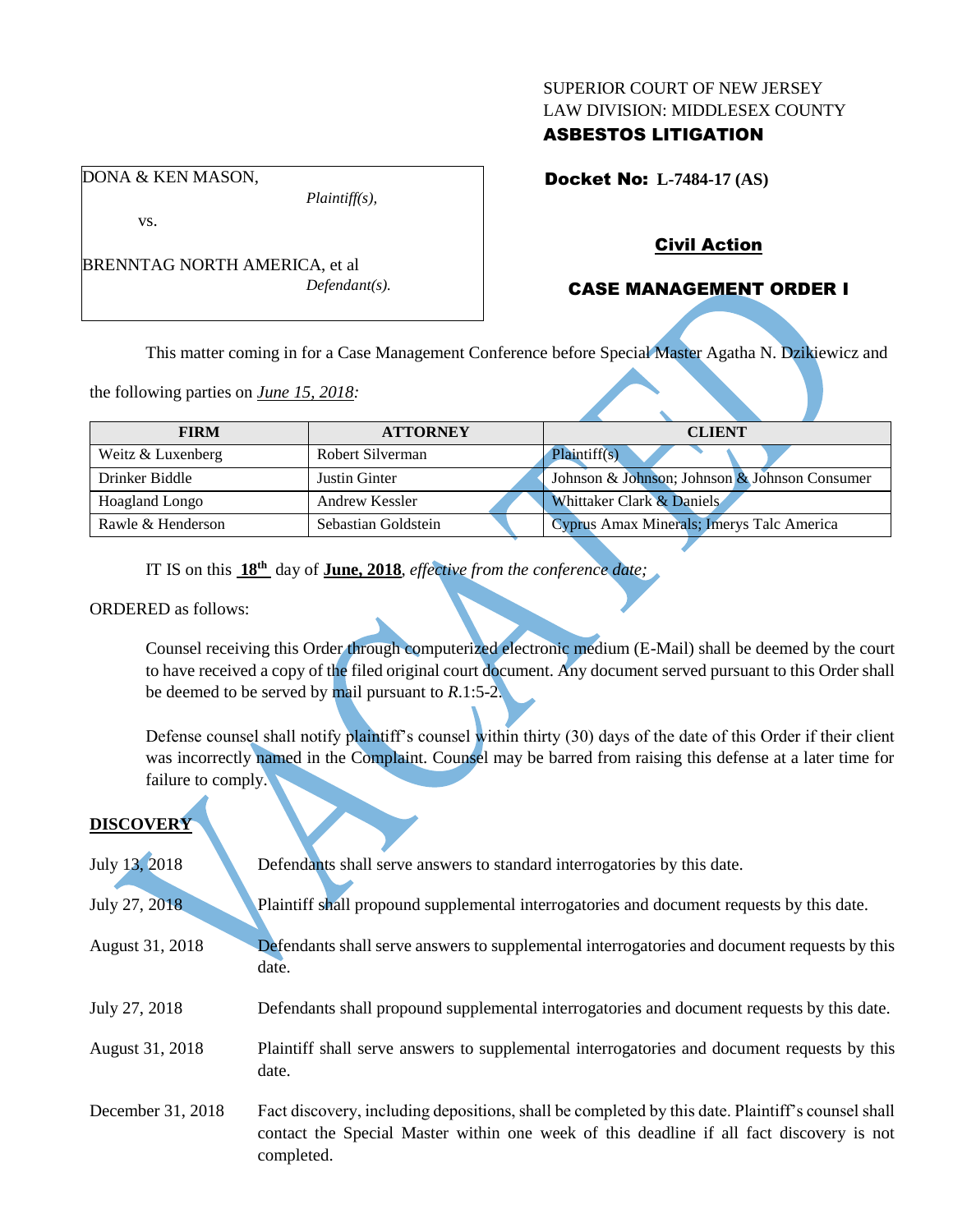SUPERIOR COURT OF NEW JERSEY
LAW DIVISION: MIDDLESEX COUNTY
**ASBESTOS LITIGATION**

DONA & KEN MASON,
*Plaintiff(s),*

vs.

BRENNTAG NORTH AMERICA, et al
*Defendant(s).*

**Docket No: L-7484-17 (AS)**

**Civil Action**

## CASE MANAGEMENT ORDER I

This matter coming in for a Case Management Conference before Special Master Agatha N. Dzikiewicz and the following parties on *June 15, 2018:*

| FIRM | ATTORNEY | CLIENT |
|---|---|---|
| Weitz & Luxenberg | Robert Silverman | Plaintiff(s) |
| Drinker Biddle | Justin Ginter | Johnson & Johnson; Johnson & Johnson Consumer |
| Hoagland Longo | Andrew Kessler | Whittaker Clark & Daniels |
| Rawle & Henderson | Sebastian Goldstein | Cyprus Amax Minerals; Imerys Talc America |

IT IS on this **18th** day of **June, 2018**, *effective from the conference date;*

ORDERED as follows:

Counsel receiving this Order through computerized electronic medium (E-Mail) shall be deemed by the court to have received a copy of the filed original court document. Any document served pursuant to this Order shall be deemed to be served by mail pursuant to *R*.1:5-2.

Defense counsel shall notify plaintiff's counsel within thirty (30) days of the date of this Order if their client was incorrectly named in the Complaint. Counsel may be barred from raising this defense at a later time for failure to comply.

**DISCOVERY**

| | |
|---|---|
| July 13, 2018 | Defendants shall serve answers to standard interrogatories by this date. |
| July 27, 2018 | Plaintiff shall propound supplemental interrogatories and document requests by this date. |
| August 31, 2018 | Defendants shall serve answers to supplemental interrogatories and document requests by this date. |
| July 27, 2018 | Defendants shall propound supplemental interrogatories and document requests by this date. |
| August 31, 2018 | Plaintiff shall serve answers to supplemental interrogatories and document requests by this date. |
| December 31, 2018 | Fact discovery, including depositions, shall be completed by this date. Plaintiff's counsel shall contact the Special Master within one week of this deadline if all fact discovery is not completed. |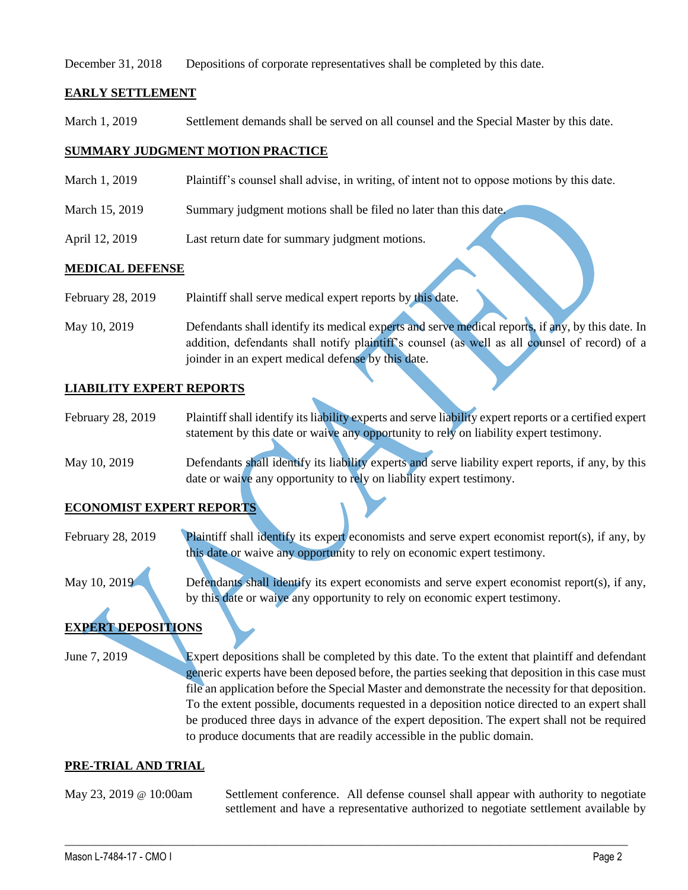December 31, 2018 Depositions of corporate representatives shall be completed by this date.

**EARLY SETTLEMENT**

March 1, 2019 Settlement demands shall be served on all counsel and the Special Master by this date.

**SUMMARY JUDGMENT MOTION PRACTICE**

March 1, 2019 Plaintiff's counsel shall advise, in writing, of intent not to oppose motions by this date.

March 15, 2019 Summary judgment motions shall be filed no later than this date.

April 12, 2019 Last return date for summary judgment motions.

**MEDICAL DEFENSE**

February 28, 2019 Plaintiff shall serve medical expert reports by this date.

May 10, 2019 Defendants shall identify its medical experts and serve medical reports, if any, by this date. In addition, defendants shall notify plaintiff's counsel (as well as all counsel of record) of a joinder in an expert medical defense by this date.

**LIABILITY EXPERT REPORTS**

February 28, 2019 Plaintiff shall identify its liability experts and serve liability expert reports or a certified expert statement by this date or waive any opportunity to rely on liability expert testimony.

May 10, 2019 Defendants shall identify its liability experts and serve liability expert reports, if any, by this date or waive any opportunity to rely on liability expert testimony.

**ECONOMIST EXPERT REPORTS**

February 28, 2019 Plaintiff shall identify its expert economists and serve expert economist report(s), if any, by this date or waive any opportunity to rely on economic expert testimony.

May 10, 2019 Defendants shall identify its expert economists and serve expert economist report(s), if any, by this date or waive any opportunity to rely on economic expert testimony.

**EXPERT DEPOSITIONS**

June 7, 2019 Expert depositions shall be completed by this date. To the extent that plaintiff and defendant generic experts have been deposed before, the parties seeking that deposition in this case must file an application before the Special Master and demonstrate the necessity for that deposition. To the extent possible, documents requested in a deposition notice directed to an expert shall be produced three days in advance of the expert deposition. The expert shall not be required to produce documents that are readily accessible in the public domain.

**PRE-TRIAL AND TRIAL**

May 23, 2019 @ 10:00am Settlement conference. All defense counsel shall appear with authority to negotiate settlement and have a representative authorized to negotiate settlement available by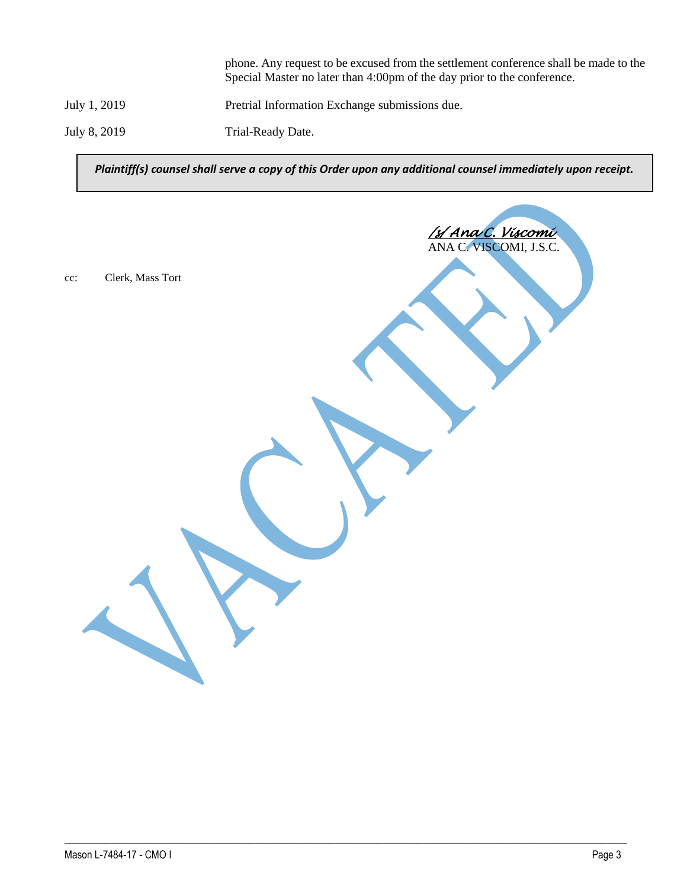phone. Any request to be excused from the settlement conference shall be made to the Special Master no later than 4:00pm of the day prior to the conference.

| | |
|---|---|
| July 1, 2019 | Pretrial Information Exchange submissions due. |
| July 8, 2019 | Trial-Ready Date. |

***Plaintiff(s) counsel shall serve a copy of this Order upon any additional counsel immediately upon receipt.***

/s/ Ana C. Viscomi
ANA C. VISCOMI, J.S.C.

cc: Clerk, Mass Tort

VACATED